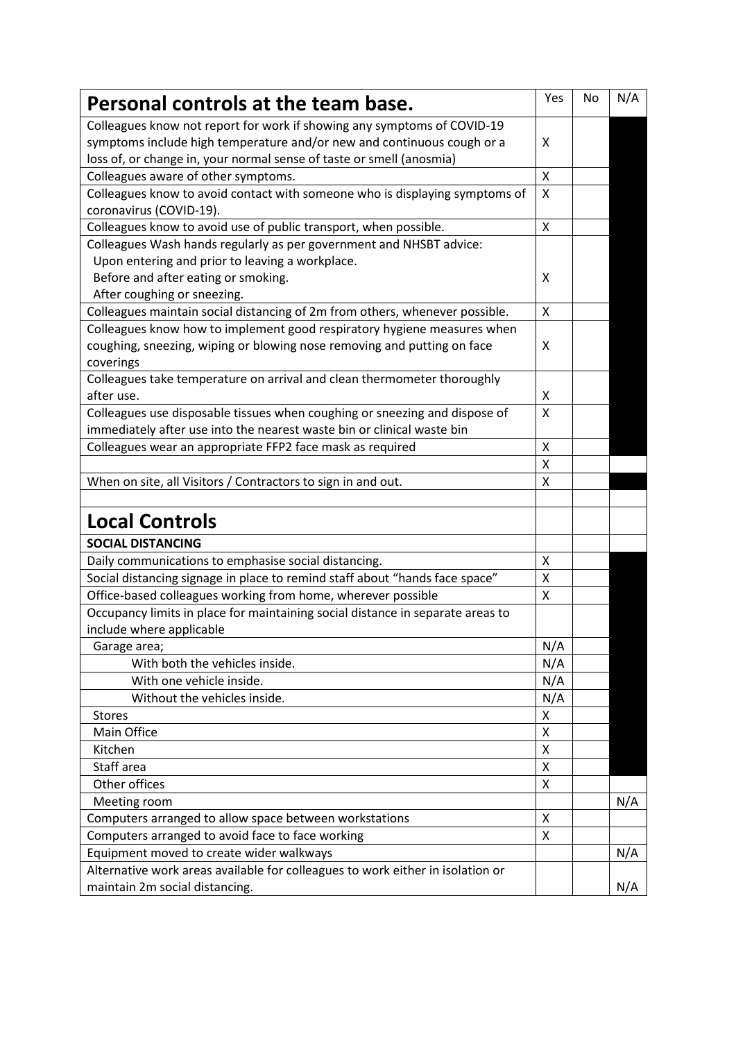| **Personal controls at the team base.** | Yes | No | N/A |
|---|---|---|---|
| Colleagues know not report for work if showing any symptoms of COVID-19 symptoms include high temperature and/or new and continuous cough or a loss of, or change in, your normal sense of taste or smell (anosmia) | X | | |
| Colleagues aware of other symptoms. | X | | |
| Colleagues know to avoid contact with someone who is displaying symptoms of coronavirus (COVID-19). | X | | |
| Colleagues know to avoid use of public transport, when possible. | X | | |
| Colleagues Wash hands regularly as per government and NHSBT advice:<br>Upon entering and prior to leaving a workplace.<br>Before and after eating or smoking.<br>After coughing or sneezing. | X | | |
| Colleagues maintain social distancing of 2m from others, whenever possible. | X | | |
| Colleagues know how to implement good respiratory hygiene measures when coughing, sneezing, wiping or blowing nose removing and putting on face coverings | X | | |
| Colleagues take temperature on arrival and clean thermometer thoroughly after use. | X | | |
| Colleagues use disposable tissues when coughing or sneezing and dispose of immediately after use into the nearest waste bin or clinical waste bin | X | | |
| Colleagues wear an appropriate FFP2 face mask as required | X | | |
| | X | | |
| When on site, all Visitors / Contractors to sign in and out. | X | | |
| | | | |
| **Local Controls** | | | |
| **SOCIAL DISTANCING** | | | |
| Daily communications to emphasise social distancing. | X | | |
| Social distancing signage in place to remind staff about "hands face space" | X | | |
| Office-based colleagues working from home, wherever possible | X | | |
| Occupancy limits in place for maintaining social distance in separate areas to include where applicable | | | |
| Garage area; | N/A | | |
| With both the vehicles inside. | N/A | | |
| With one vehicle inside. | N/A | | |
| Without the vehicles inside. | N/A | | |
| Stores | X | | |
| Main Office | X | | |
| Kitchen | X | | |
| Staff area | X | | |
| Other offices | X | | |
| Meeting room | | | N/A |
| Computers arranged to allow space between workstations | X | | |
| Computers arranged to avoid face to face working | X | | |
| Equipment moved to create wider walkways | | | N/A |
| Alternative work areas available for colleagues to work either in isolation or maintain 2m social distancing. | | | N/A |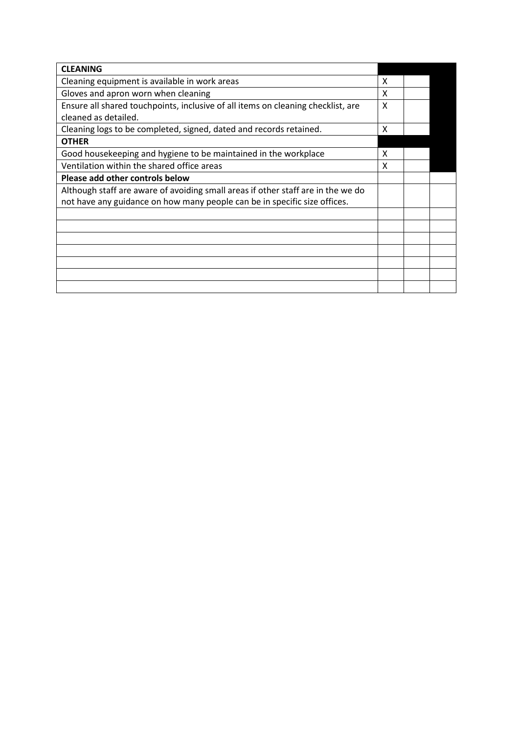| | | | |
|---|---|---|---|
| **CLEANING** | | | |
| Cleaning equipment is available in work areas | X | | |
| Gloves and apron worn when cleaning | X | | |
| Ensure all shared touchpoints, inclusive of all items on cleaning checklist, are cleaned as detailed. | X | | |
| Cleaning logs to be completed, signed, dated and records retained. | X | | |
| **OTHER** | | | |
| Good housekeeping and hygiene to be maintained in the workplace | X | | |
| Ventilation within the shared office areas | X | | |
| **Please add other controls below** | | | |
| Although staff are aware of avoiding small areas if other staff are in the we do not have any guidance on how many people can be in specific size offices. | | | |
| | | | |
| | | | |
| | | | |
| | | | |
| | | | |
| | | | |
| | | | |